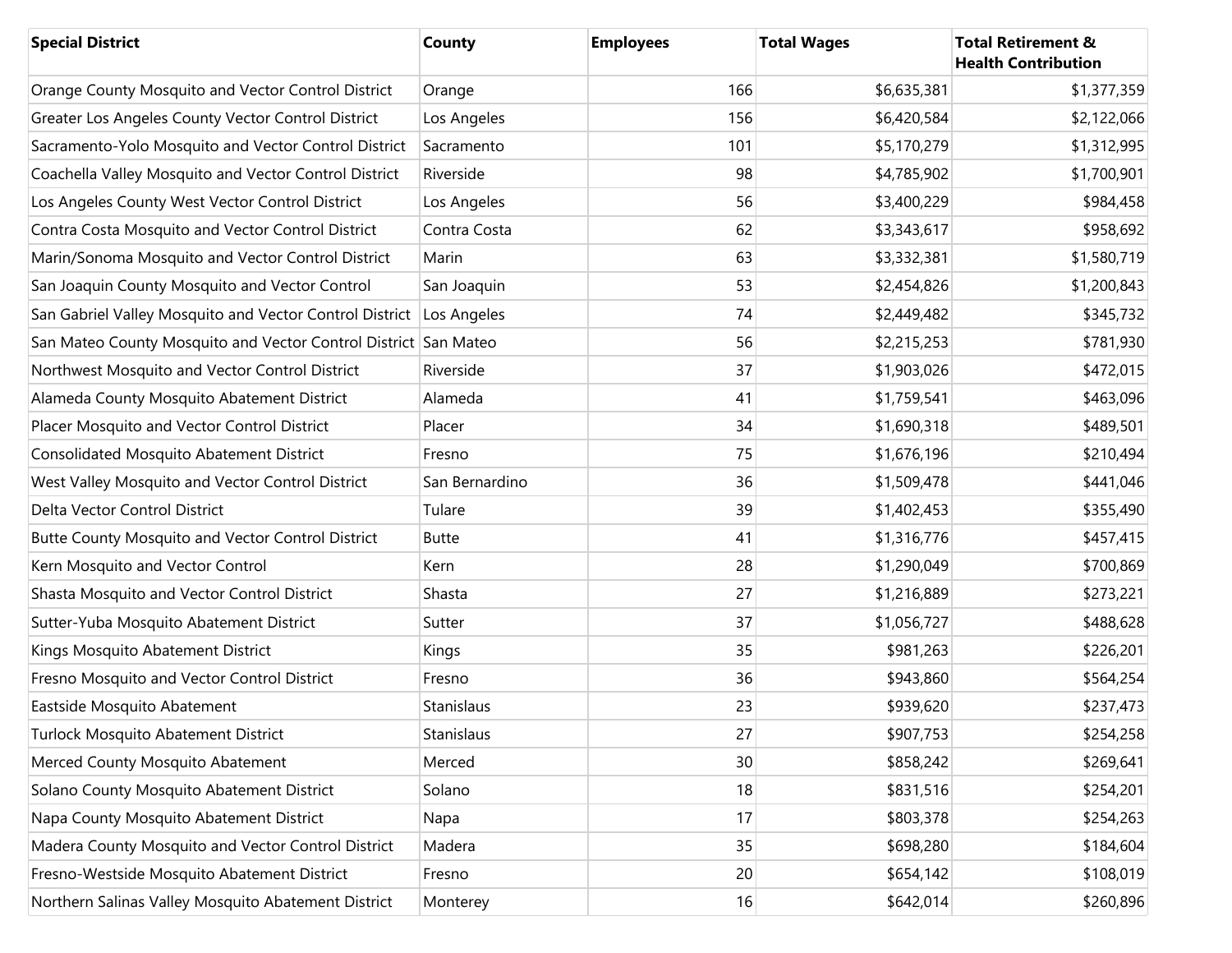| Special District | County | Employees | Total Wages | Total Retirement & Health Contribution |
|---|---|---|---|---|
| Orange County Mosquito and Vector Control District | Orange | 166 | $6,635,381 | $1,377,359 |
| Greater Los Angeles County Vector Control District | Los Angeles | 156 | $6,420,584 | $2,122,066 |
| Sacramento-Yolo Mosquito and Vector Control District | Sacramento | 101 | $5,170,279 | $1,312,995 |
| Coachella Valley Mosquito and Vector Control District | Riverside | 98 | $4,785,902 | $1,700,901 |
| Los Angeles County West Vector Control District | Los Angeles | 56 | $3,400,229 | $984,458 |
| Contra Costa Mosquito and Vector Control District | Contra Costa | 62 | $3,343,617 | $958,692 |
| Marin/Sonoma Mosquito and Vector Control District | Marin | 63 | $3,332,381 | $1,580,719 |
| San Joaquin County Mosquito and Vector Control | San Joaquin | 53 | $2,454,826 | $1,200,843 |
| San Gabriel Valley Mosquito and Vector Control District | Los Angeles | 74 | $2,449,482 | $345,732 |
| San Mateo County Mosquito and Vector Control District | San Mateo | 56 | $2,215,253 | $781,930 |
| Northwest Mosquito and Vector Control District | Riverside | 37 | $1,903,026 | $472,015 |
| Alameda County Mosquito Abatement District | Alameda | 41 | $1,759,541 | $463,096 |
| Placer Mosquito and Vector Control District | Placer | 34 | $1,690,318 | $489,501 |
| Consolidated Mosquito Abatement District | Fresno | 75 | $1,676,196 | $210,494 |
| West Valley Mosquito and Vector Control District | San Bernardino | 36 | $1,509,478 | $441,046 |
| Delta Vector Control District | Tulare | 39 | $1,402,453 | $355,490 |
| Butte County Mosquito and Vector Control District | Butte | 41 | $1,316,776 | $457,415 |
| Kern Mosquito and Vector Control | Kern | 28 | $1,290,049 | $700,869 |
| Shasta Mosquito and Vector Control District | Shasta | 27 | $1,216,889 | $273,221 |
| Sutter-Yuba Mosquito Abatement District | Sutter | 37 | $1,056,727 | $488,628 |
| Kings Mosquito Abatement District | Kings | 35 | $981,263 | $226,201 |
| Fresno Mosquito and Vector Control District | Fresno | 36 | $943,860 | $564,254 |
| Eastside Mosquito Abatement | Stanislaus | 23 | $939,620 | $237,473 |
| Turlock Mosquito Abatement District | Stanislaus | 27 | $907,753 | $254,258 |
| Merced County Mosquito Abatement | Merced | 30 | $858,242 | $269,641 |
| Solano County Mosquito Abatement District | Solano | 18 | $831,516 | $254,201 |
| Napa County Mosquito Abatement District | Napa | 17 | $803,378 | $254,263 |
| Madera County Mosquito and Vector Control District | Madera | 35 | $698,280 | $184,604 |
| Fresno-Westside Mosquito Abatement District | Fresno | 20 | $654,142 | $108,019 |
| Northern Salinas Valley Mosquito Abatement District | Monterey | 16 | $642,014 | $260,896 |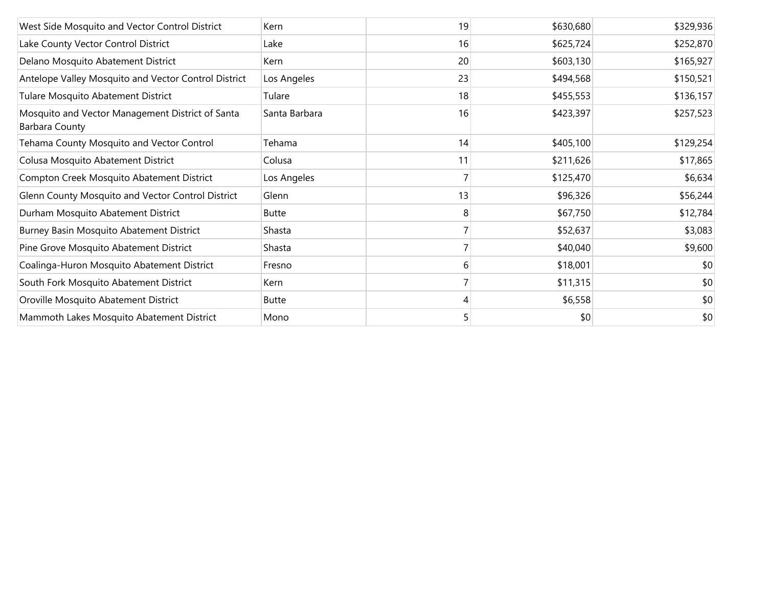| | | | | |
|---|---|---|---|---|
| West Side Mosquito and Vector Control District | Kern | 19 | $630,680 | $329,936 |
| Lake County Vector Control District | Lake | 16 | $625,724 | $252,870 |
| Delano Mosquito Abatement District | Kern | 20 | $603,130 | $165,927 |
| Antelope Valley Mosquito and Vector Control District | Los Angeles | 23 | $494,568 | $150,521 |
| Tulare Mosquito Abatement District | Tulare | 18 | $455,553 | $136,157 |
| Mosquito and Vector Management District of Santa Barbara County | Santa Barbara | 16 | $423,397 | $257,523 |
| Tehama County Mosquito and Vector Control | Tehama | 14 | $405,100 | $129,254 |
| Colusa Mosquito Abatement District | Colusa | 11 | $211,626 | $17,865 |
| Compton Creek Mosquito Abatement District | Los Angeles | 7 | $125,470 | $6,634 |
| Glenn County Mosquito and Vector Control District | Glenn | 13 | $96,326 | $56,244 |
| Durham Mosquito Abatement District | Butte | 8 | $67,750 | $12,784 |
| Burney Basin Mosquito Abatement District | Shasta | 7 | $52,637 | $3,083 |
| Pine Grove Mosquito Abatement District | Shasta | 7 | $40,040 | $9,600 |
| Coalinga-Huron Mosquito Abatement District | Fresno | 6 | $18,001 | $0 |
| South Fork Mosquito Abatement District | Kern | 7 | $11,315 | $0 |
| Oroville Mosquito Abatement District | Butte | 4 | $6,558 | $0 |
| Mammoth Lakes Mosquito Abatement District | Mono | 5 | $0 | $0 |